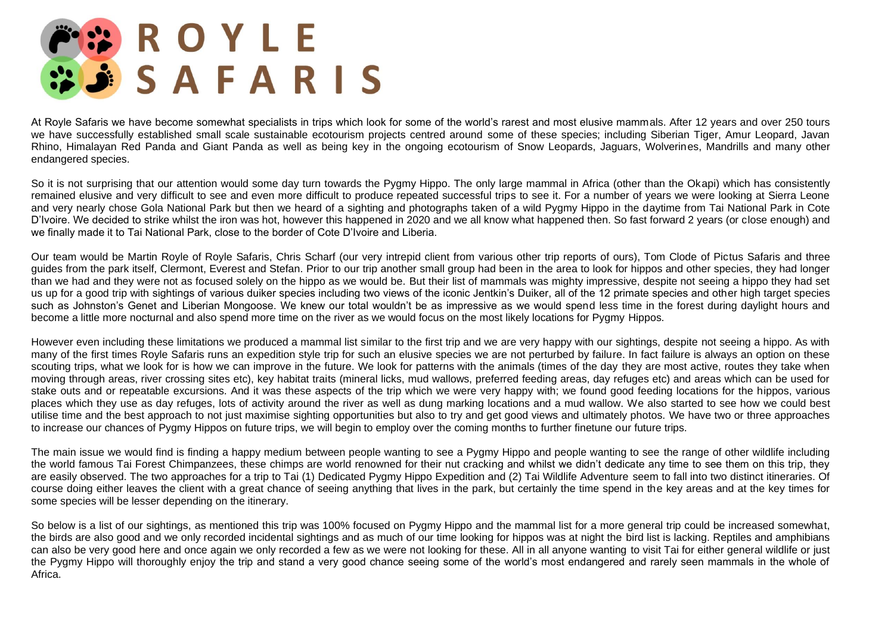# ROYLE SAFARIS

At Royle Safaris we have become somewhat specialists in trips which look for some of the world's rarest and most elusive mammals. After 12 years and over 250 tours we have successfully established small scale sustainable ecotourism projects centred around some of these species; including Siberian Tiger, Amur Leopard, Javan Rhino, Himalayan Red Panda and Giant Panda as well as being key in the ongoing ecotourism of Snow Leopards, Jaguars, Wolverines, Mandrills and many other endangered species.

So it is not surprising that our attention would some day turn towards the Pygmy Hippo. The only large mammal in Africa (other than the Okapi) which has consistently remained elusive and very difficult to see and even more difficult to produce repeated successful trips to see it. For a number of years we were looking at Sierra Leone and very nearly chose Gola National Park but then we heard of a sighting and photographs taken of a wild Pygmy Hippo in the daytime from Tai National Park in Cote D'Ivoire. We decided to strike whilst the iron was hot, however this happened in 2020 and we all know what happened then. So fast forward 2 years (or close enough) and we finally made it to Tai National Park, close to the border of Cote D'Ivoire and Liberia.

Our team would be Martin Royle of Royle Safaris, Chris Scharf (our very intrepid client from various other trip reports of ours), Tom Clode of Pictus Safaris and three guides from the park itself, Clermont, Everest and Stefan. Prior to our trip another small group had been in the area to look for hippos and other species, they had longer than we had and they were not as focused solely on the hippo as we would be. But their list of mammals was mighty impressive, despite not seeing a hippo they had set us up for a good trip with sightings of various duiker species including two views of the iconic Jentkin's Duiker, all of the 12 primate species and other high target species such as Johnston's Genet and Liberian Mongoose. We knew our total wouldn't be as impressive as we would spend less time in the forest during daylight hours and become a little more nocturnal and also spend more time on the river as we would focus on the most likely locations for Pygmy Hippos.

However even including these limitations we produced a mammal list similar to the first trip and we are very happy with our sightings, despite not seeing a hippo. As with many of the first times Royle Safaris runs an expedition style trip for such an elusive species we are not perturbed by failure. In fact failure is always an option on these scouting trips, what we look for is how we can improve in the future. We look for patterns with the animals (times of the day they are most active, routes they take when moving through areas, river crossing sites etc), key habitat traits (mineral licks, mud wallows, preferred feeding areas, day refuges etc) and areas which can be used for stake outs and or repeatable excursions. And it was these aspects of the trip which we were very happy with; we found good feeding locations for the hippos, various places which they use as day refuges, lots of activity around the river as well as dung marking locations and a mud wallow. We also started to see how we could best utilise time and the best approach to not just maximise sighting opportunities but also to try and get good views and ultimately photos. We have two or three approaches to increase our chances of Pygmy Hippos on future trips, we will begin to employ over the coming months to further finetune our future trips.

The main issue we would find is finding a happy medium between people wanting to see a Pygmy Hippo and people wanting to see the range of other wildlife including the world famous Tai Forest Chimpanzees, these chimps are world renowned for their nut cracking and whilst we didn't dedicate any time to see them on this trip, they are easily observed. The two approaches for a trip to Tai (1) Dedicated Pygmy Hippo Expedition and (2) Tai Wildlife Adventure seem to fall into two distinct itineraries. Of course doing either leaves the client with a great chance of seeing anything that lives in the park, but certainly the time spend in the key areas and at the key times for some species will be lesser depending on the itinerary.

So below is a list of our sightings, as mentioned this trip was 100% focused on Pygmy Hippo and the mammal list for a more general trip could be increased somewhat, the birds are also good and we only recorded incidental sightings and as much of our time looking for hippos was at night the bird list is lacking. Reptiles and amphibians can also be very good here and once again we only recorded a few as we were not looking for these. All in all anyone wanting to visit Tai for either general wildlife or just the Pygmy Hippo will thoroughly enjoy the trip and stand a very good chance seeing some of the world's most endangered and rarely seen mammals in the whole of Africa.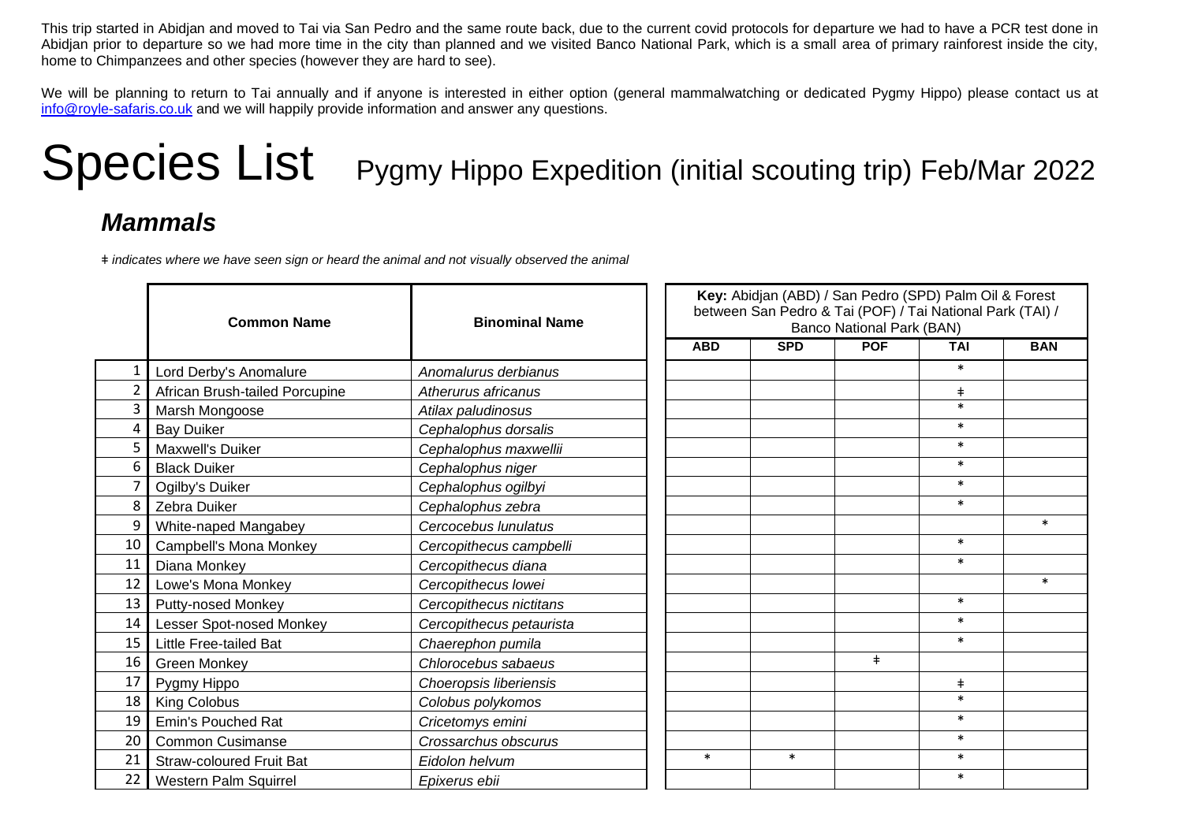This trip started in Abidjan and moved to Tai via San Pedro and the same route back, due to the current covid protocols for departure we had to have a PCR test done in Abidjan prior to departure so we had more time in the city than planned and we visited Banco National Park, which is a small area of primary rainforest inside the city, home to Chimpanzees and other species (however they are hard to see).

We will be planning to return to Tai annually and if anyone is interested in either option (general mammalwatching or dedicated Pygmy Hippo) please contact us at info@royle-safaris.co.uk and we will happily provide information and answer any questions.

# Species List Pygmy Hippo Expedition (initial scouting trip) Feb/Mar 2022

## *Mammals*

*ǂ indicates where we have seen sign or heard the animal and not visually observed the animal*

| | Common Name | Binominal Name | Key: Abidjan (ABD) / San Pedro (SPD) Palm Oil & Forest between San Pedro & Tai (POF) / Tai National Park (TAI) / Banco National Park (BAN) | | | | |
|---|---|---|---|---|---|---|---|
| | | | ABD | SPD | POF | TAI | BAN |
| 1 | Lord Derby's Anomalure | *Anomalurus derbianus* | | | | * | |
| 2 | African Brush-tailed Porcupine | *Atherurus africanus* | | | | ǂ | |
| 3 | Marsh Mongoose | *Atilax paludinosus* | | | | * | |
| 4 | Bay Duiker | *Cephalophus dorsalis* | | | | * | |
| 5 | Maxwell's Duiker | *Cephalophus maxwellii* | | | | * | |
| 6 | Black Duiker | *Cephalophus niger* | | | | * | |
| 7 | Ogilby's Duiker | *Cephalophus ogilbyi* | | | | * | |
| 8 | Zebra Duiker | *Cephalophus zebra* | | | | * | |
| 9 | White-naped Mangabey | *Cercocebus lunulatus* | | | | | * |
| 10 | Campbell's Mona Monkey | *Cercopithecus campbelli* | | | | * | |
| 11 | Diana Monkey | *Cercopithecus diana* | | | | * | |
| 12 | Lowe's Mona Monkey | *Cercopithecus lowei* | | | | | * |
| 13 | Putty-nosed Monkey | *Cercopithecus nictitans* | | | | * | |
| 14 | Lesser Spot-nosed Monkey | *Cercopithecus petaurista* | | | | * | |
| 15 | Little Free-tailed Bat | *Chaerephon pumila* | | | | * | |
| 16 | Green Monkey | *Chlorocebus sabaeus* | | | ǂ | | |
| 17 | Pygmy Hippo | *Choeropsis liberiensis* | | | | ǂ | |
| 18 | King Colobus | *Colobus polykomos* | | | | * | |
| 19 | Emin's Pouched Rat | *Cricetomys emini* | | | | * | |
| 20 | Common Cusimanse | *Crossarchus obscurus* | | | | * | |
| 21 | Straw-coloured Fruit Bat | *Eidolon helvum* | * | * | | * | |
| 22 | Western Palm Squirrel | *Epixerus ebii* | | | | * | |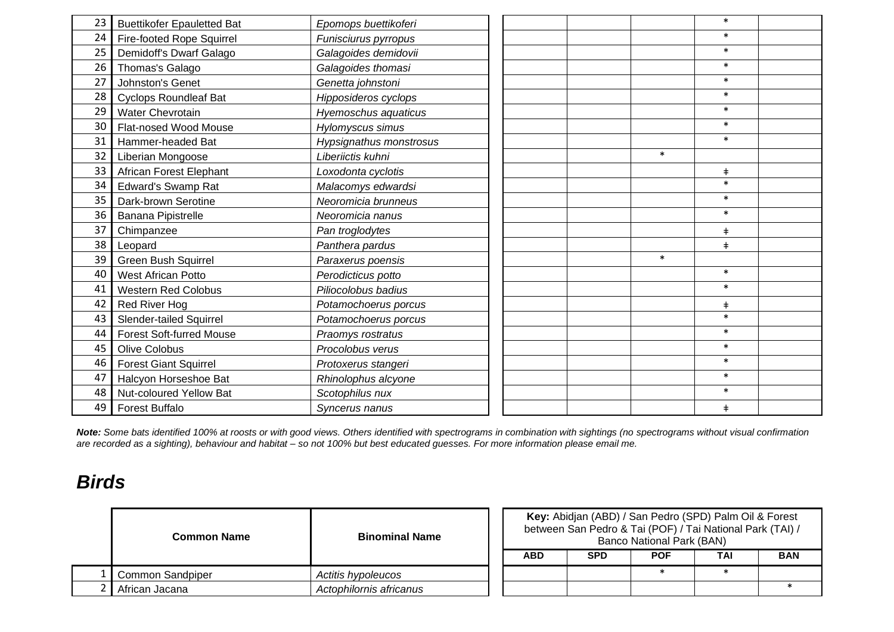| | | | ABD | SPD | POF | TAI | BAN |
|---|---|---|---|---|---|---|---|
| 23 | Buettikofer Epauletted Bat | *Epomops buettikoferi* | | | | * | |
| 24 | Fire-footed Rope Squirrel | *Funisciurus pyrropus* | | | | * | |
| 25 | Demidoff's Dwarf Galago | *Galagoides demidovii* | | | | * | |
| 26 | Thomas's Galago | *Galagoides thomasi* | | | | * | |
| 27 | Johnston's Genet | *Genetta johnstoni* | | | | * | |
| 28 | Cyclops Roundleaf Bat | *Hipposideros cyclops* | | | | * | |
| 29 | Water Chevrotain | *Hyemoschus aquaticus* | | | | * | |
| 30 | Flat-nosed Wood Mouse | *Hylomyscus simus* | | | | * | |
| 31 | Hammer-headed Bat | *Hypsignathus monstrosus* | | | | * | |
| 32 | Liberian Mongoose | *Liberiictis kuhni* | | | * | | |
| 33 | African Forest Elephant | *Loxodonta cyclotis* | | | | ǂ | |
| 34 | Edward's Swamp Rat | *Malacomys edwardsi* | | | | * | |
| 35 | Dark-brown Serotine | *Neoromicia brunneus* | | | | * | |
| 36 | Banana Pipistrelle | *Neoromicia nanus* | | | | * | |
| 37 | Chimpanzee | *Pan troglodytes* | | | | ǂ | |
| 38 | Leopard | *Panthera pardus* | | | | ǂ | |
| 39 | Green Bush Squirrel | *Paraxerus poensis* | | | * | | |
| 40 | West African Potto | *Perodicticus potto* | | | | * | |
| 41 | Western Red Colobus | *Piliocolobus badius* | | | | * | |
| 42 | Red River Hog | *Potamochoerus porcus* | | | | ǂ | |
| 43 | Slender-tailed Squirrel | *Potamochoerus porcus* | | | | * | |
| 44 | Forest Soft-furred Mouse | *Praomys rostratus* | | | | * | |
| 45 | Olive Colobus | *Procolobus verus* | | | | * | |
| 46 | Forest Giant Squirrel | *Protoxerus stangeri* | | | | * | |
| 47 | Halcyon Horseshoe Bat | *Rhinolophus alcyone* | | | | * | |
| 48 | Nut-coloured Yellow Bat | *Scotophilus nux* | | | | * | |
| 49 | Forest Buffalo | *Syncerus nanus* | | | | ǂ | |

***Note:*** *Some bats identified 100% at roosts or with good views. Others identified with spectrograms in combination with sightings (no spectrograms without visual confirmation are recorded as a sighting), behaviour and habitat – so not 100% but best educated guesses. For more information please email me.*

## *Birds*

| | Common Name | Binominal Name | **Key:** Abidjan (ABD) / San Pedro (SPD) Palm Oil & Forest between San Pedro & Tai (POF) / Tai National Park (TAI) / Banco National Park (BAN) | | | | |
|---|---|---|---|---|---|---|---|
| | | | ABD | SPD | POF | TAI | BAN |
| 1 | Common Sandpiper | *Actitis hypoleucos* | | | * | * | |
| 2 | African Jacana | *Actophilornis africanus* | | | | | * |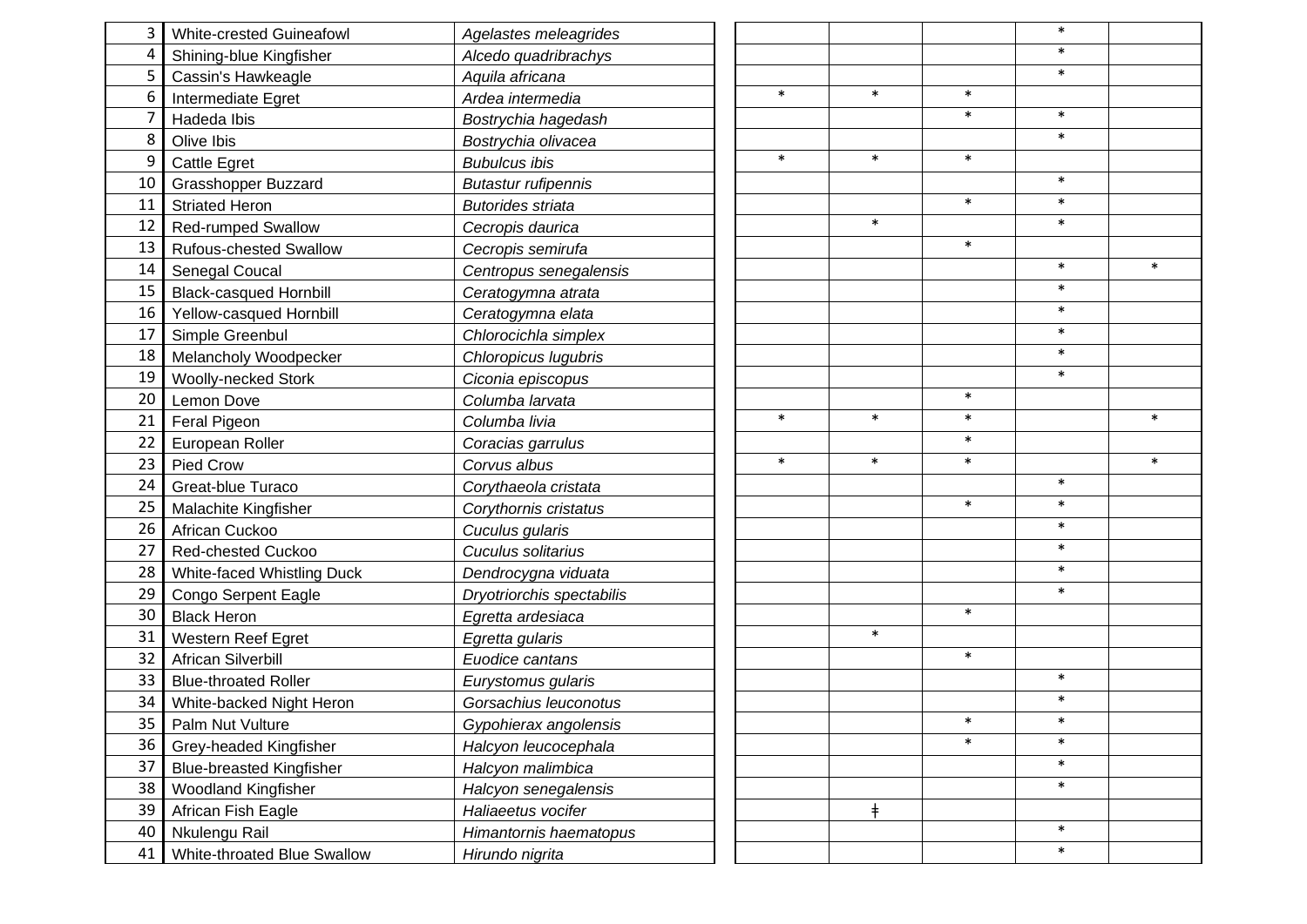| | | | | | | | |
|---|---|---|---|---|---|---|---|
| 3 | White-crested Guineafowl | *Agelastes meleagrides* | | | | * | |
| 4 | Shining-blue Kingfisher | *Alcedo quadribrachys* | | | | * | |
| 5 | Cassin's Hawkeagle | *Aquila africana* | | | | * | |
| 6 | Intermediate Egret | *Ardea intermedia* | * | * | * | | |
| 7 | Hadeda Ibis | *Bostrychia hagedash* | | | * | * | |
| 8 | Olive Ibis | *Bostrychia olivacea* | | | | * | |
| 9 | Cattle Egret | *Bubulcus ibis* | * | * | * | | |
| 10 | Grasshopper Buzzard | *Butastur rufipennis* | | | | * | |
| 11 | Striated Heron | *Butorides striata* | | | * | * | |
| 12 | Red-rumped Swallow | *Cecropis daurica* | | * | | * | |
| 13 | Rufous-chested Swallow | *Cecropis semirufa* | | | * | | |
| 14 | Senegal Coucal | *Centropus senegalensis* | | | | * | * |
| 15 | Black-casqued Hornbill | *Ceratogymna atrata* | | | | * | |
| 16 | Yellow-casqued Hornbill | *Ceratogymna elata* | | | | * | |
| 17 | Simple Greenbul | *Chlorocichla simplex* | | | | * | |
| 18 | Melancholy Woodpecker | *Chloropicus lugubris* | | | | * | |
| 19 | Woolly-necked Stork | *Ciconia episcopus* | | | | * | |
| 20 | Lemon Dove | *Columba larvata* | | | * | | |
| 21 | Feral Pigeon | *Columba livia* | * | * | * | | * |
| 22 | European Roller | *Coracias garrulus* | | | * | | |
| 23 | Pied Crow | *Corvus albus* | * | * | * | | * |
| 24 | Great-blue Turaco | *Corythaeola cristata* | | | | * | |
| 25 | Malachite Kingfisher | *Corythornis cristatus* | | | * | * | |
| 26 | African Cuckoo | *Cuculus gularis* | | | | * | |
| 27 | Red-chested Cuckoo | *Cuculus solitarius* | | | | * | |
| 28 | White-faced Whistling Duck | *Dendrocygna viduata* | | | | * | |
| 29 | Congo Serpent Eagle | *Dryotriorchis spectabilis* | | | | * | |
| 30 | Black Heron | *Egretta ardesiaca* | | | * | | |
| 31 | Western Reef Egret | *Egretta gularis* | | * | | | |
| 32 | African Silverbill | *Euodice cantans* | | | * | | |
| 33 | Blue-throated Roller | *Eurystomus gularis* | | | | * | |
| 34 | White-backed Night Heron | *Gorsachius leuconotus* | | | | * | |
| 35 | Palm Nut Vulture | *Gypohierax angolensis* | | | * | * | |
| 36 | Grey-headed Kingfisher | *Halcyon leucocephala* | | | * | * | |
| 37 | Blue-breasted Kingfisher | *Halcyon malimbica* | | | | * | |
| 38 | Woodland Kingfisher | *Halcyon senegalensis* | | | | * | |
| 39 | African Fish Eagle | *Haliaeetus vocifer* | | ǂ | | | |
| 40 | Nkulengu Rail | *Himantornis haematopus* | | | | * | |
| 41 | White-throated Blue Swallow | *Hirundo nigrita* | | | | * | |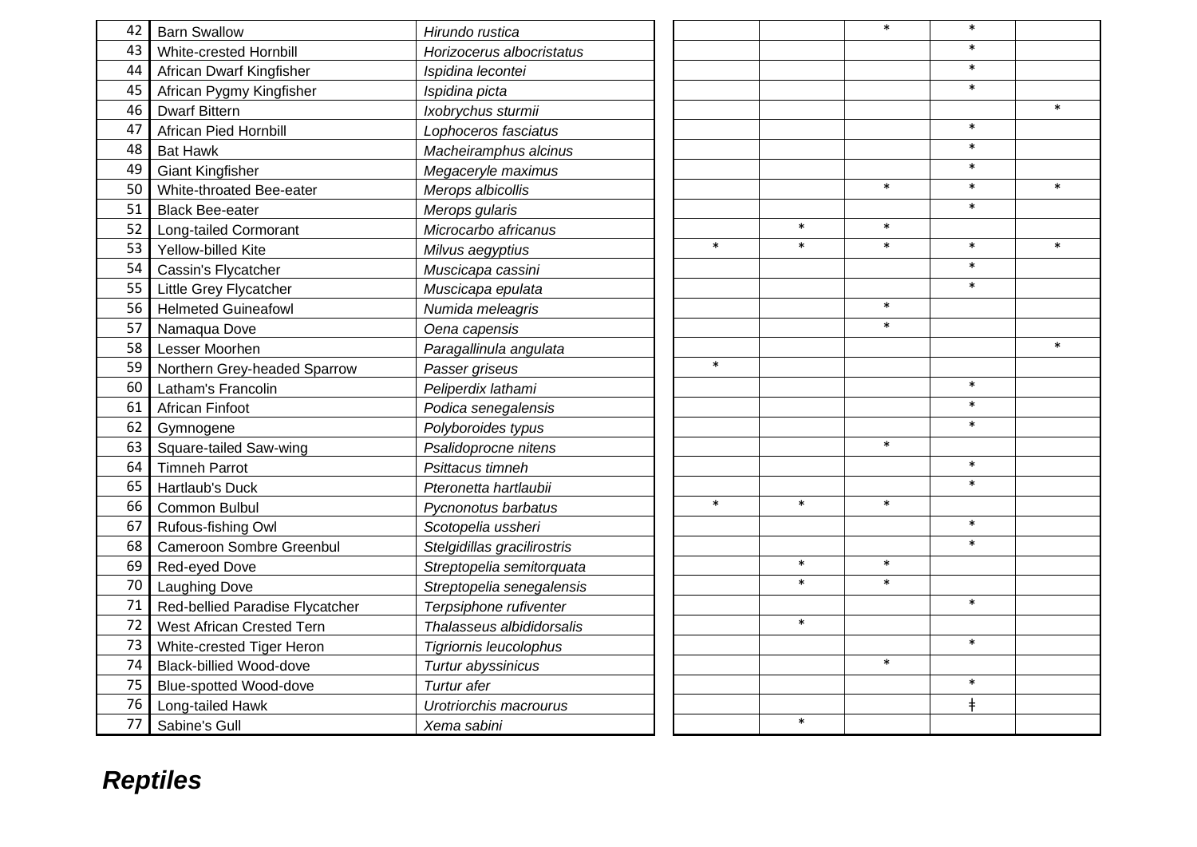| | | | | | | | |
|---|---|---|---|---|---|---|---|
| 42 | Barn Swallow | *Hirundo rustica* | | | * | * | |
| 43 | White-crested Hornbill | *Horizocerus albocristatus* | | | | * | |
| 44 | African Dwarf Kingfisher | *Ispidina lecontei* | | | | * | |
| 45 | African Pygmy Kingfisher | *Ispidina picta* | | | | * | |
| 46 | Dwarf Bittern | *Ixobrychus sturmii* | | | | | * |
| 47 | African Pied Hornbill | *Lophoceros fasciatus* | | | | * | |
| 48 | Bat Hawk | *Macheiramphus alcinus* | | | | * | |
| 49 | Giant Kingfisher | *Megaceryle maximus* | | | | * | |
| 50 | White-throated Bee-eater | *Merops albicollis* | | | * | * | * |
| 51 | Black Bee-eater | *Merops gularis* | | | | * | |
| 52 | Long-tailed Cormorant | *Microcarbo africanus* | | * | * | | |
| 53 | Yellow-billed Kite | *Milvus aegyptius* | * | * | * | * | * |
| 54 | Cassin's Flycatcher | *Muscicapa cassini* | | | | * | |
| 55 | Little Grey Flycatcher | *Muscicapa epulata* | | | | * | |
| 56 | Helmeted Guineafowl | *Numida meleagris* | | | * | | |
| 57 | Namaqua Dove | *Oena capensis* | | | * | | |
| 58 | Lesser Moorhen | *Paragallinula angulata* | | | | | * |
| 59 | Northern Grey-headed Sparrow | *Passer griseus* | * | | | | |
| 60 | Latham's Francolin | *Peliperdix lathami* | | | | * | |
| 61 | African Finfoot | *Podica senegalensis* | | | | * | |
| 62 | Gymnogene | *Polyboroides typus* | | | | * | |
| 63 | Square-tailed Saw-wing | *Psalidoprocne nitens* | | | * | | |
| 64 | Timneh Parrot | *Psittacus timneh* | | | | * | |
| 65 | Hartlaub's Duck | *Pteronetta hartlaubii* | | | | * | |
| 66 | Common Bulbul | *Pycnonotus barbatus* | * | * | * | | |
| 67 | Rufous-fishing Owl | *Scotopelia ussheri* | | | | * | |
| 68 | Cameroon Sombre Greenbul | *Stelgidillas gracilirostris* | | | | * | |
| 69 | Red-eyed Dove | *Streptopelia semitorquata* | | * | * | | |
| 70 | Laughing Dove | *Streptopelia senegalensis* | | * | * | | |
| 71 | Red-bellied Paradise Flycatcher | *Terpsiphone rufiventer* | | | | * | |
| 72 | West African Crested Tern | *Thalasseus albididorsalis* | | * | | | |
| 73 | White-crested Tiger Heron | *Tigriornis leucolophus* | | | | * | |
| 74 | Black-billied Wood-dove | *Turtur abyssinicus* | | | * | | |
| 75 | Blue-spotted Wood-dove | *Turtur afer* | | | | * | |
| 76 | Long-tailed Hawk | *Urotriorchis macrourus* | | | | ǂ | |
| 77 | Sabine's Gull | *Xema sabini* | | * | | | |

***Reptiles***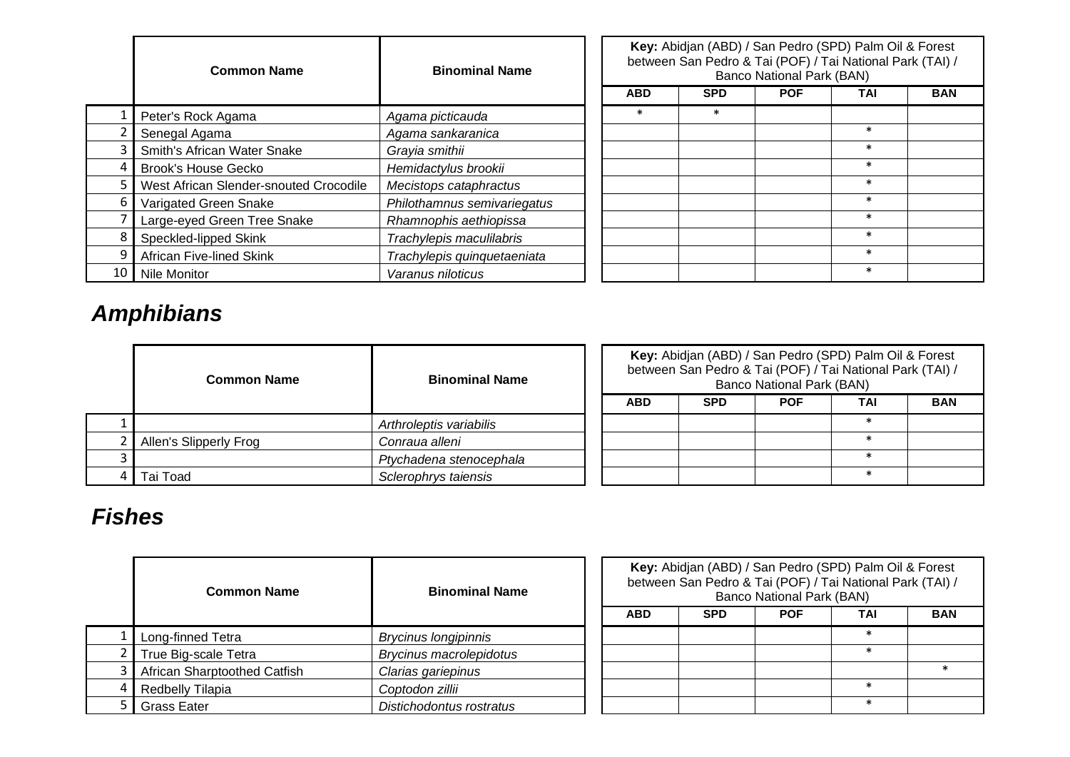| | Common Name | Binominal Name | Key: Abidjan (ABD) / San Pedro (SPD) Palm Oil & Forest between San Pedro & Tai (POF) / Tai National Park (TAI) / Banco National Park (BAN) | | | | |
|---|---|---|---|---|---|---|---|
| | | | ABD | SPD | POF | TAI | BAN |
| 1 | Peter's Rock Agama | *Agama picticauda* | * | * | | | |
| 2 | Senegal Agama | *Agama sankaranica* | | | | * | |
| 3 | Smith's African Water Snake | *Grayia smithii* | | | | * | |
| 4 | Brook's House Gecko | *Hemidactylus brookii* | | | | * | |
| 5 | West African Slender-snouted Crocodile | *Mecistops cataphractus* | | | | * | |
| 6 | Varigated Green Snake | *Philothamnus semivariegatus* | | | | * | |
| 7 | Large-eyed Green Tree Snake | *Rhamnophis aethiopissa* | | | | * | |
| 8 | Speckled-lipped Skink | *Trachylepis maculilabris* | | | | * | |
| 9 | African Five-lined Skink | *Trachylepis quinquetaeniata* | | | | * | |
| 10 | Nile Monitor | *Varanus niloticus* | | | | * | |

## *Amphibians*

| | Common Name | Binominal Name | Key: Abidjan (ABD) / San Pedro (SPD) Palm Oil & Forest between San Pedro & Tai (POF) / Tai National Park (TAI) / Banco National Park (BAN) | | | | |
|---|---|---|---|---|---|---|---|
| | | | ABD | SPD | POF | TAI | BAN |
| 1 | | *Arthroleptis variabilis* | | | | * | |
| 2 | Allen's Slipperly Frog | *Conraua alleni* | | | | * | |
| 3 | | *Ptychadena stenocephala* | | | | * | |
| 4 | Tai Toad | *Sclerophrys taiensis* | | | | * | |

## *Fishes*

| | Common Name | Binominal Name | Key: Abidjan (ABD) / San Pedro (SPD) Palm Oil & Forest between San Pedro & Tai (POF) / Tai National Park (TAI) / Banco National Park (BAN) | | | | |
|---|---|---|---|---|---|---|---|
| | | | ABD | SPD | POF | TAI | BAN |
| 1 | Long-finned Tetra | *Brycinus longipinnis* | | | | * | |
| 2 | True Big-scale Tetra | *Brycinus macrolepidotus* | | | | * | |
| 3 | African Sharptoothed Catfish | *Clarias gariepinus* | | | | | * |
| 4 | Redbelly Tilapia | *Coptodon zillii* | | | | * | |
| 5 | Grass Eater | *Distichodontus rostratus* | | | | * | |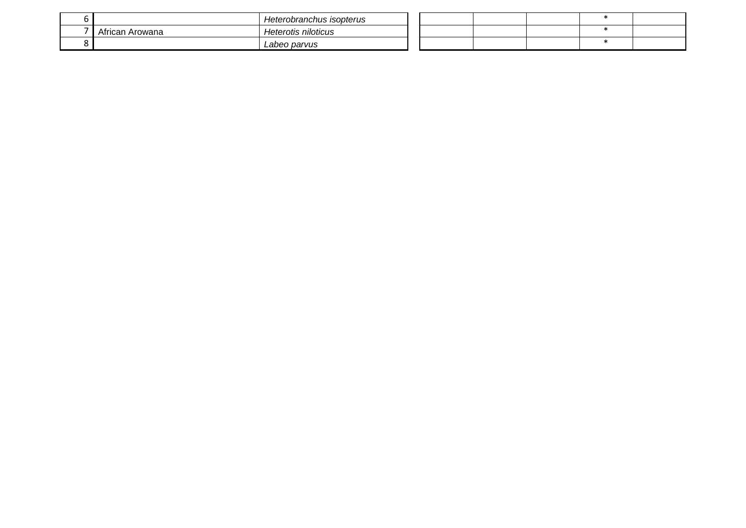| | | | | | | | |
|---|---|---|---|---|---|---|---|
| 6 | | *Heterobranchus isopterus* | | | | * | |
| 7 | African Arowana | *Heterotis niloticus* | | | | * | |
| 8 | | *Labeo parvus* | | | | * | |